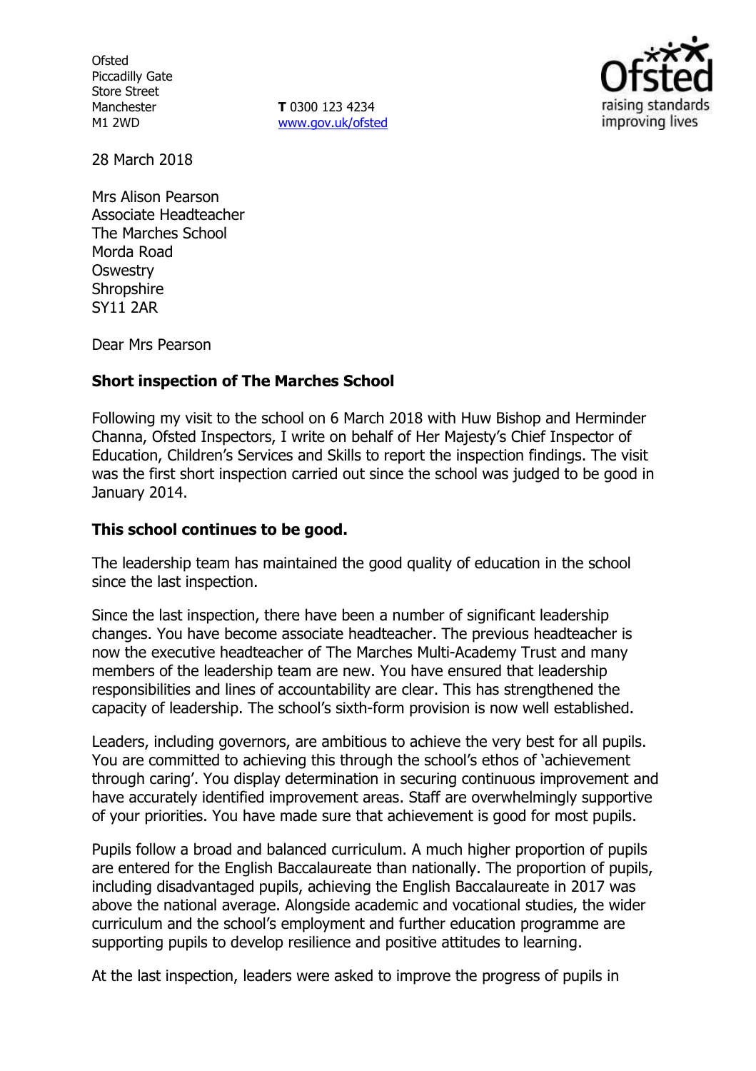Ofsted
Piccadilly Gate
Store Street
Manchester
M1 2WD

**T** 0300 123 4234
www.gov.uk/ofsted

28 March 2018

Mrs Alison Pearson
Associate Headteacher
The Marches School
Morda Road
Oswestry
Shropshire
SY11 2AR

Dear Mrs Pearson

**Short inspection of The Marches School**

Following my visit to the school on 6 March 2018 with Huw Bishop and Herminder Channa, Ofsted Inspectors, I write on behalf of Her Majesty's Chief Inspector of Education, Children's Services and Skills to report the inspection findings. The visit was the first short inspection carried out since the school was judged to be good in January 2014.

**This school continues to be good.**

The leadership team has maintained the good quality of education in the school since the last inspection.

Since the last inspection, there have been a number of significant leadership changes. You have become associate headteacher. The previous headteacher is now the executive headteacher of The Marches Multi-Academy Trust and many members of the leadership team are new. You have ensured that leadership responsibilities and lines of accountability are clear. This has strengthened the capacity of leadership. The school's sixth-form provision is now well established.

Leaders, including governors, are ambitious to achieve the very best for all pupils. You are committed to achieving this through the school's ethos of 'achievement through caring'. You display determination in securing continuous improvement and have accurately identified improvement areas. Staff are overwhelmingly supportive of your priorities. You have made sure that achievement is good for most pupils.

Pupils follow a broad and balanced curriculum. A much higher proportion of pupils are entered for the English Baccalaureate than nationally. The proportion of pupils, including disadvantaged pupils, achieving the English Baccalaureate in 2017 was above the national average. Alongside academic and vocational studies, the wider curriculum and the school's employment and further education programme are supporting pupils to develop resilience and positive attitudes to learning.

At the last inspection, leaders were asked to improve the progress of pupils in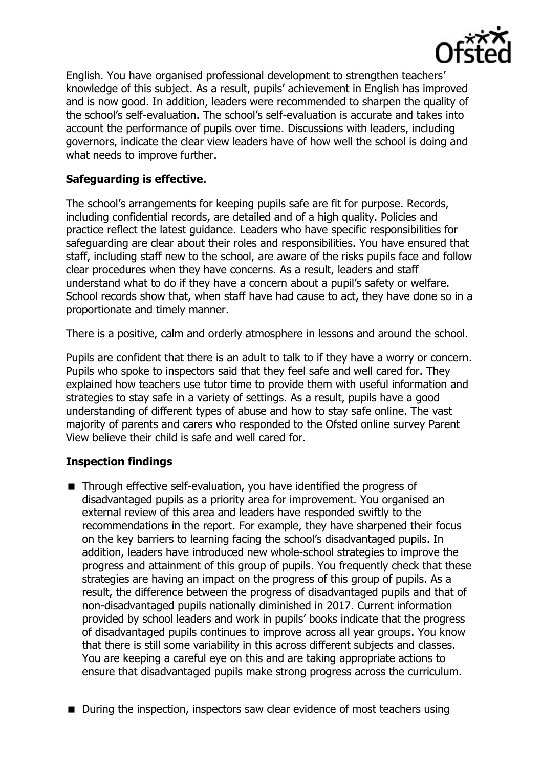English. You have organised professional development to strengthen teachers' knowledge of this subject. As a result, pupils' achievement in English has improved and is now good. In addition, leaders were recommended to sharpen the quality of the school's self-evaluation. The school's self-evaluation is accurate and takes into account the performance of pupils over time. Discussions with leaders, including governors, indicate the clear view leaders have of how well the school is doing and what needs to improve further.

## Safeguarding is effective.

The school's arrangements for keeping pupils safe are fit for purpose. Records, including confidential records, are detailed and of a high quality. Policies and practice reflect the latest guidance. Leaders who have specific responsibilities for safeguarding are clear about their roles and responsibilities. You have ensured that staff, including staff new to the school, are aware of the risks pupils face and follow clear procedures when they have concerns. As a result, leaders and staff understand what to do if they have a concern about a pupil's safety or welfare. School records show that, when staff have had cause to act, they have done so in a proportionate and timely manner.

There is a positive, calm and orderly atmosphere in lessons and around the school.

Pupils are confident that there is an adult to talk to if they have a worry or concern. Pupils who spoke to inspectors said that they feel safe and well cared for. They explained how teachers use tutor time to provide them with useful information and strategies to stay safe in a variety of settings. As a result, pupils have a good understanding of different types of abuse and how to stay safe online. The vast majority of parents and carers who responded to the Ofsted online survey Parent View believe their child is safe and well cared for.

## Inspection findings

- Through effective self-evaluation, you have identified the progress of disadvantaged pupils as a priority area for improvement. You organised an external review of this area and leaders have responded swiftly to the recommendations in the report. For example, they have sharpened their focus on the key barriers to learning facing the school's disadvantaged pupils. In addition, leaders have introduced new whole-school strategies to improve the progress and attainment of this group of pupils. You frequently check that these strategies are having an impact on the progress of this group of pupils. As a result, the difference between the progress of disadvantaged pupils and that of non-disadvantaged pupils nationally diminished in 2017. Current information provided by school leaders and work in pupils' books indicate that the progress of disadvantaged pupils continues to improve across all year groups. You know that there is still some variability in this across different subjects and classes. You are keeping a careful eye on this and are taking appropriate actions to ensure that disadvantaged pupils make strong progress across the curriculum.
- During the inspection, inspectors saw clear evidence of most teachers using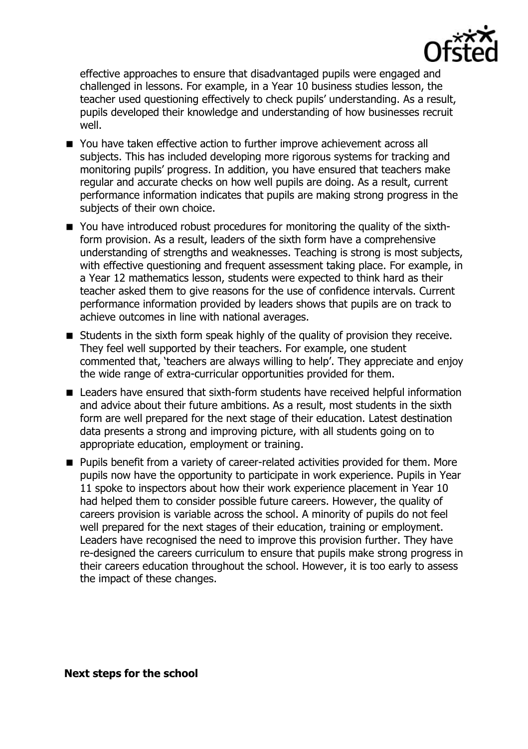effective approaches to ensure that disadvantaged pupils were engaged and challenged in lessons. For example, in a Year 10 business studies lesson, the teacher used questioning effectively to check pupils' understanding. As a result, pupils developed their knowledge and understanding of how businesses recruit well.

- You have taken effective action to further improve achievement across all subjects. This has included developing more rigorous systems for tracking and monitoring pupils' progress. In addition, you have ensured that teachers make regular and accurate checks on how well pupils are doing. As a result, current performance information indicates that pupils are making strong progress in the subjects of their own choice.
- You have introduced robust procedures for monitoring the quality of the sixth-form provision. As a result, leaders of the sixth form have a comprehensive understanding of strengths and weaknesses. Teaching is strong is most subjects, with effective questioning and frequent assessment taking place. For example, in a Year 12 mathematics lesson, students were expected to think hard as their teacher asked them to give reasons for the use of confidence intervals. Current performance information provided by leaders shows that pupils are on track to achieve outcomes in line with national averages.
- Students in the sixth form speak highly of the quality of provision they receive. They feel well supported by their teachers. For example, one student commented that, 'teachers are always willing to help'. They appreciate and enjoy the wide range of extra-curricular opportunities provided for them.
- Leaders have ensured that sixth-form students have received helpful information and advice about their future ambitions. As a result, most students in the sixth form are well prepared for the next stage of their education. Latest destination data presents a strong and improving picture, with all students going on to appropriate education, employment or training.
- Pupils benefit from a variety of career-related activities provided for them. More pupils now have the opportunity to participate in work experience. Pupils in Year 11 spoke to inspectors about how their work experience placement in Year 10 had helped them to consider possible future careers. However, the quality of careers provision is variable across the school. A minority of pupils do not feel well prepared for the next stages of their education, training or employment. Leaders have recognised the need to improve this provision further. They have re-designed the careers curriculum to ensure that pupils make strong progress in their careers education throughout the school. However, it is too early to assess the impact of these changes.

**Next steps for the school**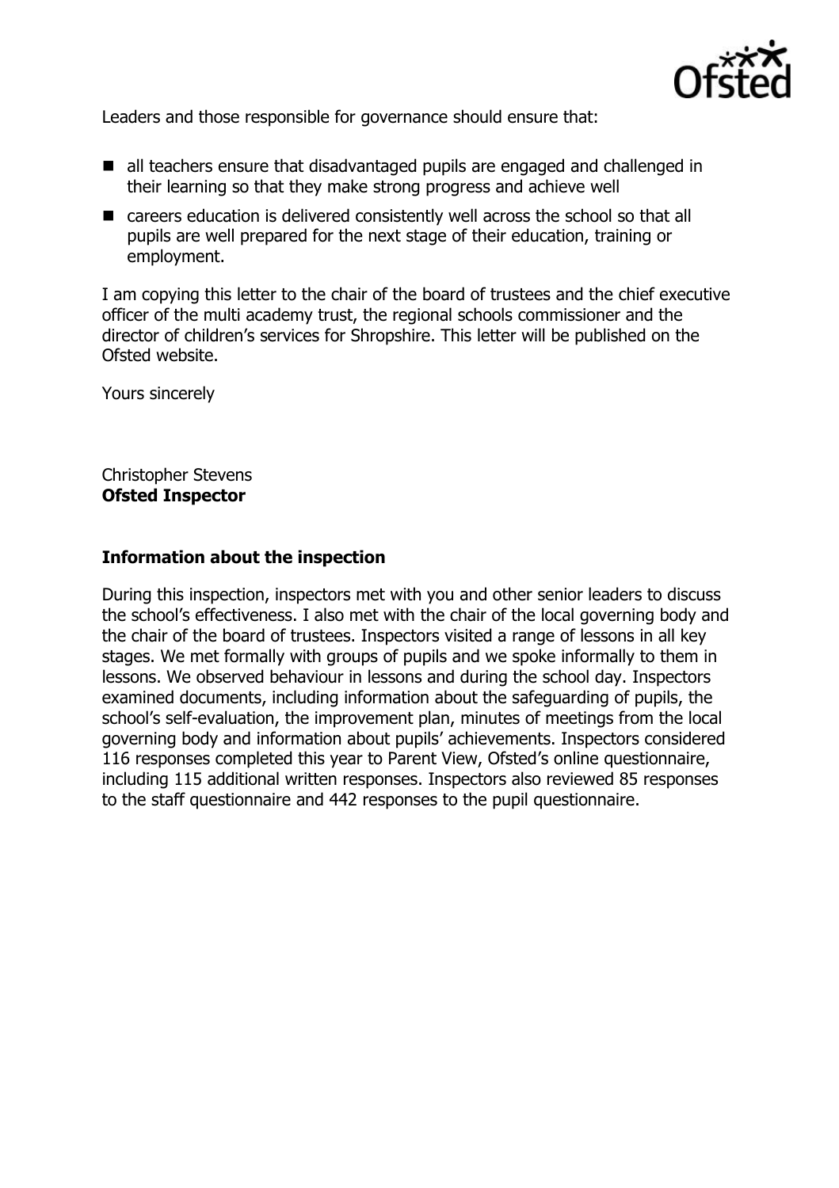Leaders and those responsible for governance should ensure that:

- all teachers ensure that disadvantaged pupils are engaged and challenged in their learning so that they make strong progress and achieve well
- careers education is delivered consistently well across the school so that all pupils are well prepared for the next stage of their education, training or employment.

I am copying this letter to the chair of the board of trustees and the chief executive officer of the multi academy trust, the regional schools commissioner and the director of children's services for Shropshire. This letter will be published on the Ofsted website.

Yours sincerely

Christopher Stevens
**Ofsted Inspector**

### Information about the inspection

During this inspection, inspectors met with you and other senior leaders to discuss the school's effectiveness. I also met with the chair of the local governing body and the chair of the board of trustees. Inspectors visited a range of lessons in all key stages. We met formally with groups of pupils and we spoke informally to them in lessons. We observed behaviour in lessons and during the school day. Inspectors examined documents, including information about the safeguarding of pupils, the school's self-evaluation, the improvement plan, minutes of meetings from the local governing body and information about pupils' achievements. Inspectors considered 116 responses completed this year to Parent View, Ofsted's online questionnaire, including 115 additional written responses. Inspectors also reviewed 85 responses to the staff questionnaire and 442 responses to the pupil questionnaire.